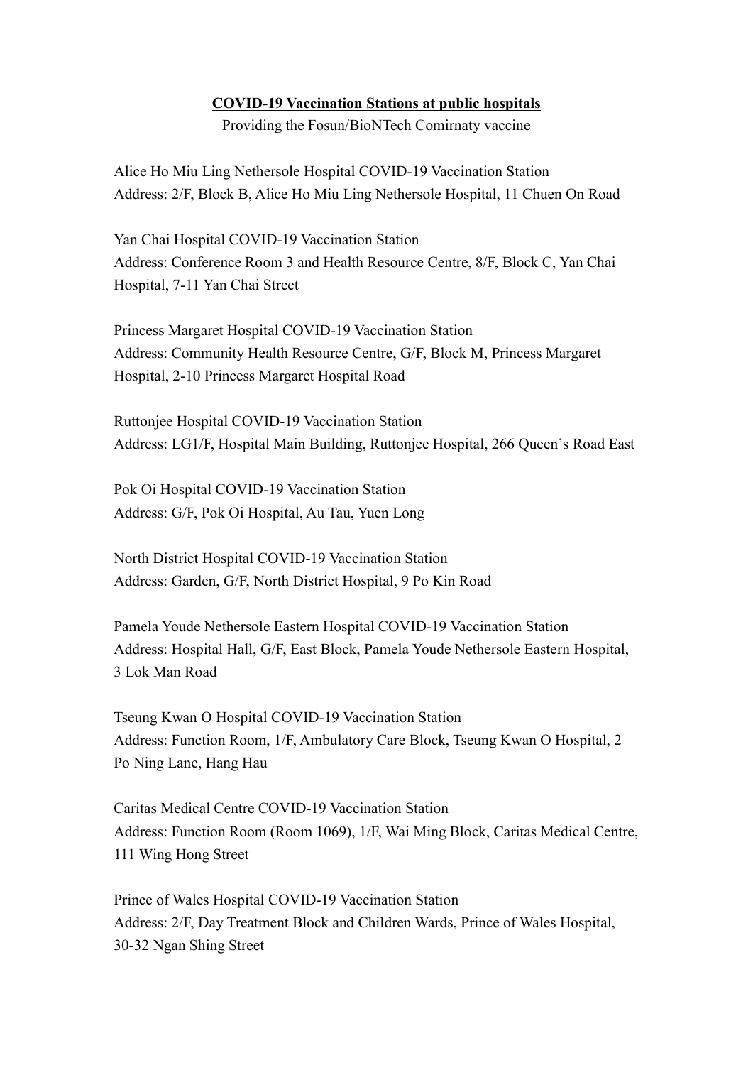# **COVID-19 Vaccination Stations at public hospitals**

Providing the Fosun/BioNTech Comirnaty vaccine

Alice Ho Miu Ling Nethersole Hospital COVID-19 Vaccination Station
Address: 2/F, Block B, Alice Ho Miu Ling Nethersole Hospital, 11 Chuen On Road

Yan Chai Hospital COVID-19 Vaccination Station
Address: Conference Room 3 and Health Resource Centre, 8/F, Block C, Yan Chai Hospital, 7-11 Yan Chai Street

Princess Margaret Hospital COVID-19 Vaccination Station
Address: Community Health Resource Centre, G/F, Block M, Princess Margaret Hospital, 2-10 Princess Margaret Hospital Road

Ruttonjee Hospital COVID-19 Vaccination Station
Address: LG1/F, Hospital Main Building, Ruttonjee Hospital, 266 Queen's Road East

Pok Oi Hospital COVID-19 Vaccination Station
Address: G/F, Pok Oi Hospital, Au Tau, Yuen Long

North District Hospital COVID-19 Vaccination Station
Address: Garden, G/F, North District Hospital, 9 Po Kin Road

Pamela Youde Nethersole Eastern Hospital COVID-19 Vaccination Station
Address: Hospital Hall, G/F, East Block, Pamela Youde Nethersole Eastern Hospital, 3 Lok Man Road

Tseung Kwan O Hospital COVID-19 Vaccination Station
Address: Function Room, 1/F, Ambulatory Care Block, Tseung Kwan O Hospital, 2 Po Ning Lane, Hang Hau

Caritas Medical Centre COVID-19 Vaccination Station
Address: Function Room (Room 1069), 1/F, Wai Ming Block, Caritas Medical Centre, 111 Wing Hong Street

Prince of Wales Hospital COVID-19 Vaccination Station
Address: 2/F, Day Treatment Block and Children Wards, Prince of Wales Hospital, 30-32 Ngan Shing Street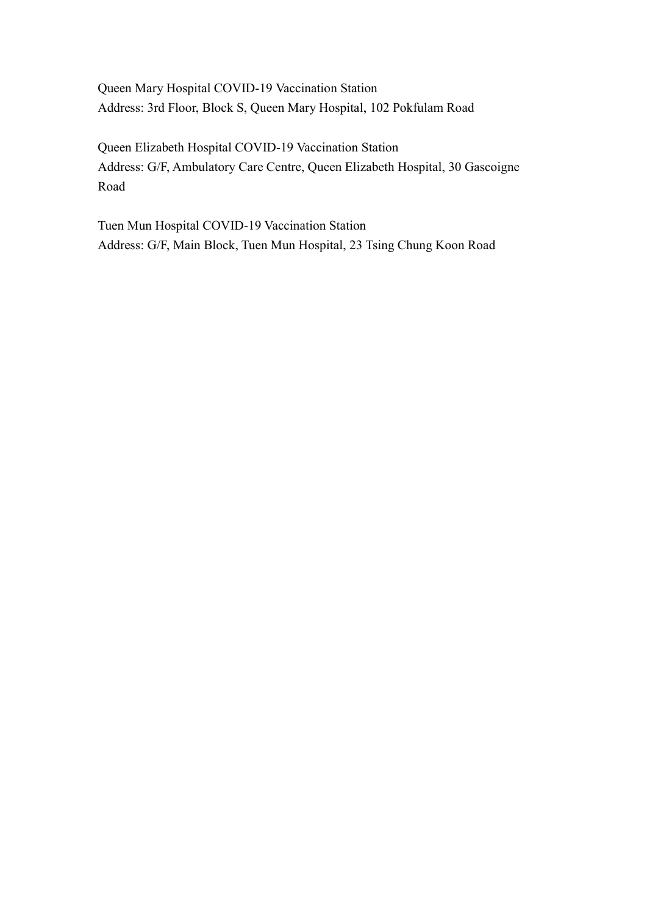Queen Mary Hospital COVID-19 Vaccination Station
Address: 3rd Floor, Block S, Queen Mary Hospital, 102 Pokfulam Road

Queen Elizabeth Hospital COVID-19 Vaccination Station
Address: G/F, Ambulatory Care Centre, Queen Elizabeth Hospital, 30 Gascoigne Road

Tuen Mun Hospital COVID-19 Vaccination Station
Address: G/F, Main Block, Tuen Mun Hospital, 23 Tsing Chung Koon Road